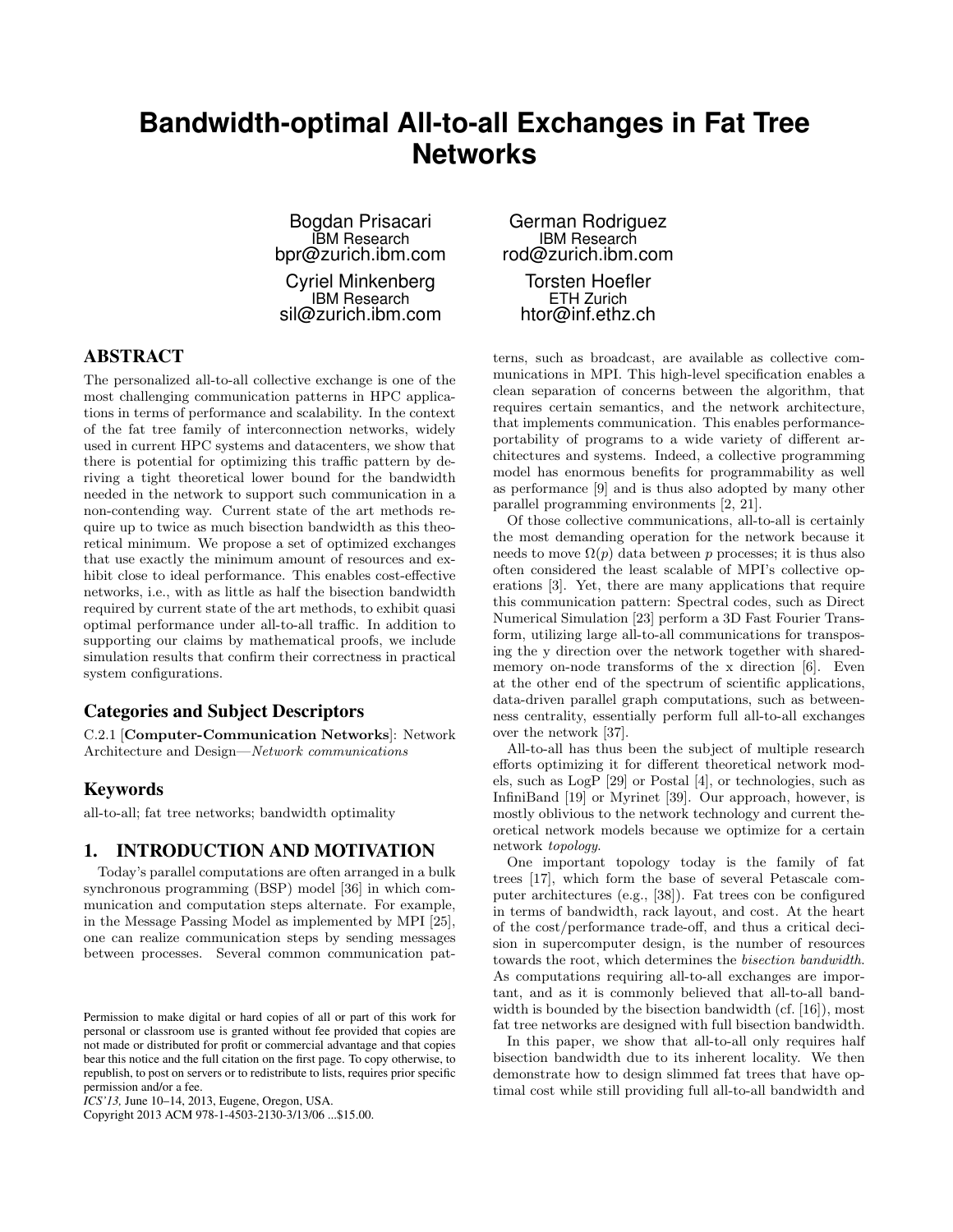# Bandwidth-optimal All-to-all Exchanges in Fat Tree Networks

Bogdan Prisacari
IBM Research
bpr@zurich.ibm.com

German Rodriguez
IBM Research
rod@zurich.ibm.com

Cyriel Minkenberg
IBM Research
sil@zurich.ibm.com

Torsten Hoefler
ETH Zurich
htor@inf.ethz.ch

## ABSTRACT

The personalized all-to-all collective exchange is one of the most challenging communication patterns in HPC applications in terms of performance and scalability. In the context of the fat tree family of interconnection networks, widely used in current HPC systems and datacenters, we show that there is potential for optimizing this traffic pattern by deriving a tight theoretical lower bound for the bandwidth needed in the network to support such communication in a non-contending way. Current state of the art methods require up to twice as much bisection bandwidth as this theoretical minimum. We propose a set of optimized exchanges that use exactly the minimum amount of resources and exhibit close to ideal performance. This enables cost-effective networks, i.e., with as little as half the bisection bandwidth required by current state of the art methods, to exhibit quasi optimal performance under all-to-all traffic. In addition to supporting our claims by mathematical proofs, we include simulation results that confirm their correctness in practical system configurations.

### Categories and Subject Descriptors

C.2.1 [**Computer-Communication Networks**]: Network Architecture and Design—*Network communications*

### Keywords

all-to-all; fat tree networks; bandwidth optimality

## 1. INTRODUCTION AND MOTIVATION

Today's parallel computations are often arranged in a bulk synchronous programming (BSP) model [36] in which communication and computation steps alternate. For example, in the Message Passing Model as implemented by MPI [25], one can realize communication steps by sending messages between processes. Several common communication patterns, such as broadcast, are available as collective communications in MPI. This high-level specification enables a clean separation of concerns between the algorithm, that requires certain semantics, and the network architecture, that implements communication. This enables performance-portability of programs to a wide variety of different architectures and systems. Indeed, a collective programming model has enormous benefits for programmability as well as performance [9] and is thus also adopted by many other parallel programming environments [2, 21].

Of those collective communications, all-to-all is certainly the most demanding operation for the network because it needs to move $\Omega(p)$ data between $p$ processes; it is thus also often considered the least scalable of MPI's collective operations [3]. Yet, there are many applications that require this communication pattern: Spectral codes, such as Direct Numerical Simulation [23] perform a 3D Fast Fourier Transform, utilizing large all-to-all communications for transposing the y direction over the network together with shared-memory on-node transforms of the x direction [6]. Even at the other end of the spectrum of scientific applications, data-driven parallel graph computations, such as betweenness centrality, essentially perform full all-to-all exchanges over the network [37].

All-to-all has thus been the subject of multiple research efforts optimizing it for different theoretical network models, such as LogP [29] or Postal [4], or technologies, such as InfiniBand [19] or Myrinet [39]. Our approach, however, is mostly oblivious to the network technology and current theoretical network models because we optimize for a certain network *topology*.

One important topology today is the family of fat trees [17], which form the base of several Petascale computer architectures (e.g., [38]). Fat trees con be configured in terms of bandwidth, rack layout, and cost. At the heart of the cost/performance trade-off, and thus a critical decision in supercomputer design, is the number of resources towards the root, which determines the *bisection bandwidth*. As computations requiring all-to-all exchanges are important, and as it is commonly believed that all-to-all bandwidth is bounded by the bisection bandwidth (cf. [16]), most fat tree networks are designed with full bisection bandwidth.

In this paper, we show that all-to-all only requires half bisection bandwidth due to its inherent locality. We then demonstrate how to design slimmed fat trees that have optimal cost while still providing full all-to-all bandwidth and

Permission to make digital or hard copies of all or part of this work for personal or classroom use is granted without fee provided that copies are not made or distributed for profit or commercial advantage and that copies bear this notice and the full citation on the first page. To copy otherwise, to republish, to post on servers or to redistribute to lists, requires prior specific permission and/or a fee.
*ICS'13,* June 10–14, 2013, Eugene, Oregon, USA.
Copyright 2013 ACM 978-1-4503-2130-3/13/06 ...$15.00.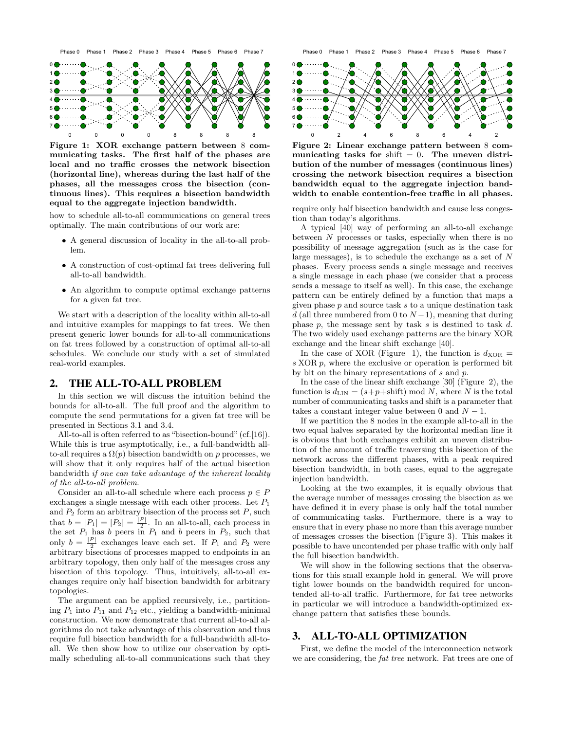**Figure 1: XOR exchange pattern between 8 communicating tasks. The first half of the phases are local and no traffic crosses the network bisection (horizontal line), whereas during the last half of the phases, all the messages cross the bisection (continuous lines). This requires a bisection bandwidth equal to the aggregate injection bandwidth.**

**Figure 2: Linear exchange pattern between 8 communicating tasks for shift = 0. The uneven distribution of the number of messages (continuous lines) crossing the network bisection requires a bisection bandwidth equal to the aggregate injection bandwidth to enable contention-free traffic in all phases.**

how to schedule all-to-all communications on general trees optimally. The main contributions of our work are:

- A general discussion of locality in the all-to-all problem.
- A construction of cost-optimal fat trees delivering full all-to-all bandwidth.
- An algorithm to compute optimal exchange patterns for a given fat tree.

We start with a description of the locality within all-to-all and intuitive examples for mappings to fat trees. We then present generic lower bounds for all-to-all communications on fat trees followed by a construction of optimal all-to-all schedules. We conclude our study with a set of simulated real-world examples.

## 2. THE ALL-TO-ALL PROBLEM

In this section we will discuss the intuition behind the bounds for all-to-all. The full proof and the algorithm to compute the send permutations for a given fat tree will be presented in Sections 3.1 and 3.4.

All-to-all is often referred to as "bisection-bound" (cf.[16]). While this is true asymptotically, i.e., a full-bandwidth all-to-all requires a $\Omega(p)$ bisection bandwidth on $p$ processes, we will show that it only requires half of the actual bisection bandwidth *if one can take advantage of the inherent locality of the all-to-all problem*.

Consider an all-to-all schedule where each process $p \in P$ exchanges a single message with each other process. Let $P_1$ and $P_2$ form an arbitrary bisection of the process set $P$, such that $b = |P_1| = |P_2| = \frac{|P|}{2}$. In an all-to-all, each process in the set $P_1$ has $b$ peers in $P_1$ and $b$ peers in $P_2$, such that only $b = \frac{|P|}{2}$ exchanges leave each set. If $P_1$ and $P_2$ were arbitrary bisections of processes mapped to endpoints in an arbitrary topology, then only half of the messages cross any bisection of this topology. Thus, intuitively, all-to-all exchanges require only half bisection bandwidth for arbitrary topologies.

The argument can be applied recursively, i.e., partitioning $P_1$ into $P_{11}$ and $P_{12}$ etc., yielding a bandwidth-minimal construction. We now demonstrate that current all-to-all algorithms do not take advantage of this observation and thus require full bisection bandwidth for a full-bandwidth all-to-all. We then show how to utilize our observation by optimally scheduling all-to-all communications such that they require only half bisection bandwidth and cause less congestion than today's algorithms.

A typical [40] way of performing an all-to-all exchange between $N$ processes or tasks, especially when there is no possibility of message aggregation (such as is the case for large messages), is to schedule the exchange as a set of $N$ phases. Every process sends a single message and receives a single message in each phase (we consider that a process sends a message to itself as well). In this case, the exchange pattern can be entirely defined by a function that maps a given phase $p$ and source task $s$ to a unique destination task $d$ (all three numbered from 0 to $N-1$), meaning that during phase $p$, the message sent by task $s$ is destined to task $d$. The two widely used exchange patterns are the binary XOR exchange and the linear shift exchange [40].

In the case of XOR (Figure 1), the function is $d_{\text{XOR}} = s \text{ XOR } p$, where the exclusive or operation is performed bit by bit on the binary representations of $s$ and $p$.

In the case of the linear shift exchange [30] (Figure 2), the function is $d_{\text{LIN}} = (s+p+\text{shift}) \bmod N$, where $N$ is the total number of communicating tasks and shift is a parameter that takes a constant integer value between 0 and $N-1$.

If we partition the 8 nodes in the example all-to-all in the two equal halves separated by the horizontal median line it is obvious that both exchanges exhibit an uneven distribution of the amount of traffic traversing this bisection of the network across the different phases, with a peak required bisection bandwidth, in both cases, equal to the aggregate injection bandwidth.

Looking at the two examples, it is equally obvious that the average number of messages crossing the bisection as we have defined it in every phase is only half the total number of communicating tasks. Furthermore, there is a way to ensure that in every phase no more than this average number of messages crosses the bisection (Figure 3). This makes it possible to have uncontended per phase traffic with only half the full bisection bandwidth.

We will show in the following sections that the observations for this small example hold in general. We will prove tight lower bounds on the bandwidth required for uncontended all-to-all traffic. Furthermore, for fat tree networks in particular we will introduce a bandwidth-optimized exchange pattern that satisfies these bounds.

## 3. ALL-TO-ALL OPTIMIZATION

First, we define the model of the interconnection network we are considering, the *fat tree* network. Fat trees are one of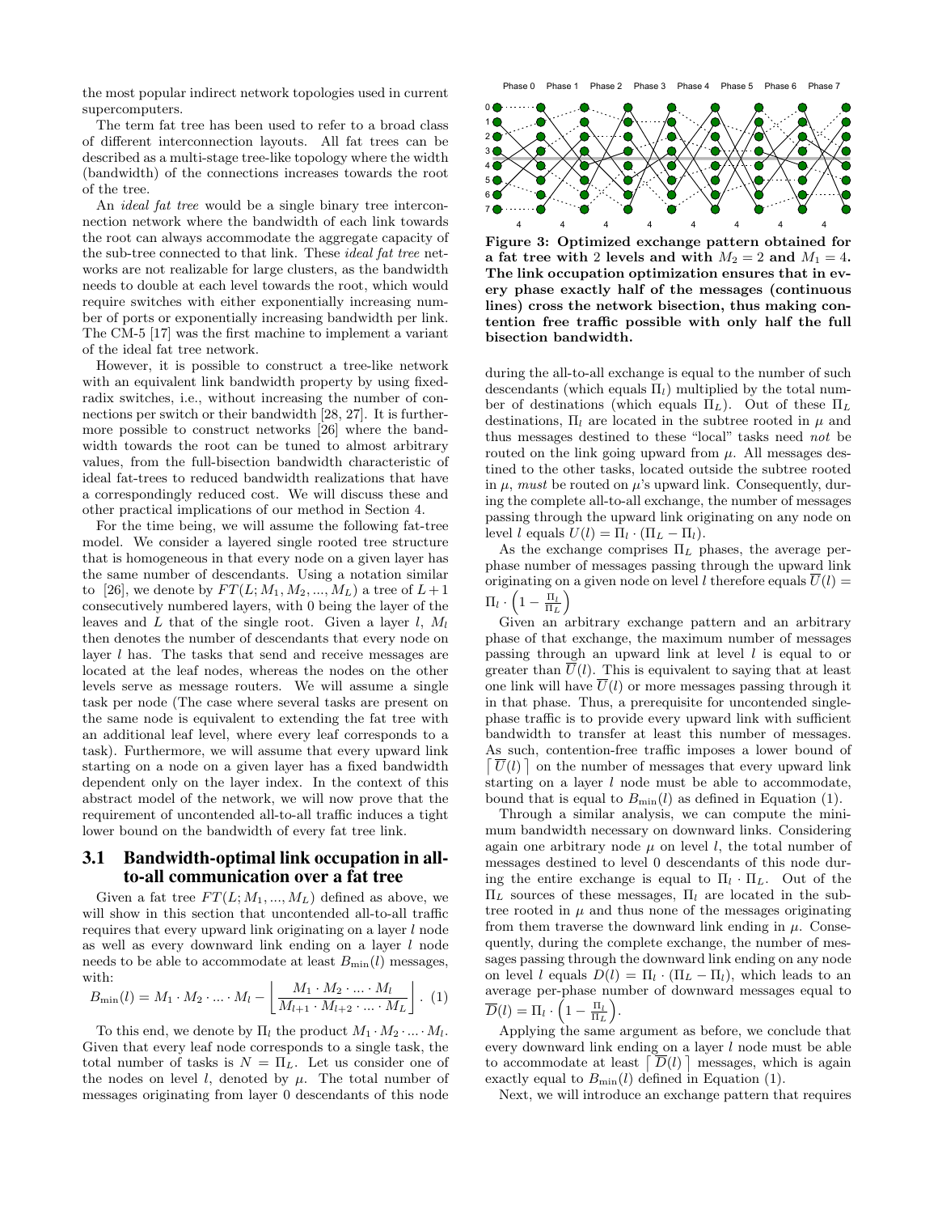the most popular indirect network topologies used in current supercomputers.

The term fat tree has been used to refer to a broad class of different interconnection layouts. All fat trees can be described as a multi-stage tree-like topology where the width (bandwidth) of the connections increases towards the root of the tree.

An *ideal fat tree* would be a single binary tree interconnection network where the bandwidth of each link towards the root can always accommodate the aggregate capacity of the sub-tree connected to that link. These *ideal fat tree* networks are not realizable for large clusters, as the bandwidth needs to double at each level towards the root, which would require switches with either exponentially increasing number of ports or exponentially increasing bandwidth per link. The CM-5 [17] was the first machine to implement a variant of the ideal fat tree network.

However, it is possible to construct a tree-like network with an equivalent link bandwidth property by using fixed-radix switches, i.e., without increasing the number of connections per switch or their bandwidth [28, 27]. It is furthermore possible to construct networks [26] where the bandwidth towards the root can be tuned to almost arbitrary values, from the full-bisection bandwidth characteristic of ideal fat-trees to reduced bandwidth realizations that have a correspondingly reduced cost. We will discuss these and other practical implications of our method in Section 4.

For the time being, we will assume the following fat-tree model. We consider a layered single rooted tree structure that is homogeneous in that every node on a given layer has the same number of descendants. Using a notation similar to [26], we denote by $FT(L; M_1, M_2, ..., M_L)$ a tree of $L + 1$ consecutively numbered layers, with 0 being the layer of the leaves and $L$ that of the single root. Given a layer $l$, $M_l$ then denotes the number of descendants that every node on layer $l$ has. The tasks that send and receive messages are located at the leaf nodes, whereas the nodes on the other levels serve as message routers. We will assume a single task per node (The case where several tasks are present on the same node is equivalent to extending the fat tree with an additional leaf level, where every leaf corresponds to a task). Furthermore, we will assume that every upward link starting on a node on a given layer has a fixed bandwidth dependent only on the layer index. In the context of this abstract model of the network, we will now prove that the requirement of uncontended all-to-all traffic induces a tight lower bound on the bandwidth of every fat tree link.

### 3.1 Bandwidth-optimal link occupation in all-to-all communication over a fat tree

Given a fat tree $FT(L; M_1, ..., M_L)$ defined as above, we will show in this section that uncontended all-to-all traffic requires that every upward link originating on a layer $l$ node as well as every downward link ending on a layer $l$ node needs to be able to accommodate at least $B_{\min}(l)$ messages, with:

$$B_{\min}(l) = M_1 \cdot M_2 \cdot ... \cdot M_l - \left\lfloor \frac{M_1 \cdot M_2 \cdot ... \cdot M_l}{M_{l+1} \cdot M_{l+2} \cdot ... \cdot M_L} \right\rfloor . \quad (1)$$

To this end, we denote by $\Pi_l$ the product $M_1 \cdot M_2 \cdot ... \cdot M_l$. Given that every leaf node corresponds to a single task, the total number of tasks is $N = \Pi_L$. Let us consider one of the nodes on level $l$, denoted by $\mu$. The total number of messages originating from layer 0 descendants of this node

**Figure 3: Optimized exchange pattern obtained for a fat tree with 2 levels and with $M_2 = 2$ and $M_1 = 4$. The link occupation optimization ensures that in every phase exactly half of the messages (continuous lines) cross the network bisection, thus making contention free traffic possible with only half the full bisection bandwidth.**

during the all-to-all exchange is equal to the number of such descendants (which equals $\Pi_l$) multiplied by the total number of destinations (which equals $\Pi_L$). Out of these $\Pi_L$ destinations, $\Pi_l$ are located in the subtree rooted in $\mu$ and thus messages destined to these "local" tasks need *not* be routed on the link going upward from $\mu$. All messages destined to the other tasks, located outside the subtree rooted in $\mu$, *must* be routed on $\mu$'s upward link. Consequently, during the complete all-to-all exchange, the number of messages passing through the upward link originating on any node on level $l$ equals $U(l) = \Pi_l \cdot (\Pi_L - \Pi_l)$.

As the exchange comprises $\Pi_L$ phases, the average per-phase number of messages passing through the upward link originating on a given node on level $l$ therefore equals $\overline{U}(l) = \Pi_l \cdot \left(1 - \frac{\Pi_l}{\Pi_L}\right)$

Given an arbitrary exchange pattern and an arbitrary phase of that exchange, the maximum number of messages passing through an upward link at level $l$ is equal to or greater than $\overline{U}(l)$. This is equivalent to saying that at least one link will have $\overline{U}(l)$ or more messages passing through it in that phase. Thus, a prerequisite for uncontended single-phase traffic is to provide every upward link with sufficient bandwidth to transfer at least this number of messages. As such, contention-free traffic imposes a lower bound of $\lceil \overline{U}(l) \rceil$ on the number of messages that every upward link starting on a layer $l$ node must be able to accommodate, bound that is equal to $B_{\min}(l)$ as defined in Equation (1).

Through a similar analysis, we can compute the minimum bandwidth necessary on downward links. Considering again one arbitrary node $\mu$ on level $l$, the total number of messages destined to level 0 descendants of this node during the entire exchange is equal to $\Pi_l \cdot \Pi_L$. Out of the $\Pi_L$ sources of these messages, $\Pi_l$ are located in the subtree rooted in $\mu$ and thus none of the messages originating from them traverse the downward link ending in $\mu$. Consequently, during the complete exchange, the number of messages passing through the downward link ending on any node on level $l$ equals $D(l) = \Pi_l \cdot (\Pi_L - \Pi_l)$, which leads to an average per-phase number of downward messages equal to $\overline{D}(l) = \Pi_l \cdot \left(1 - \frac{\Pi_l}{\Pi_L}\right)$.

Applying the same argument as before, we conclude that every downward link ending on a layer $l$ node must be able to accommodate at least $\lceil \overline{D}(l) \rceil$ messages, which is again exactly equal to $B_{\min}(l)$ defined in Equation (1).

Next, we will introduce an exchange pattern that requires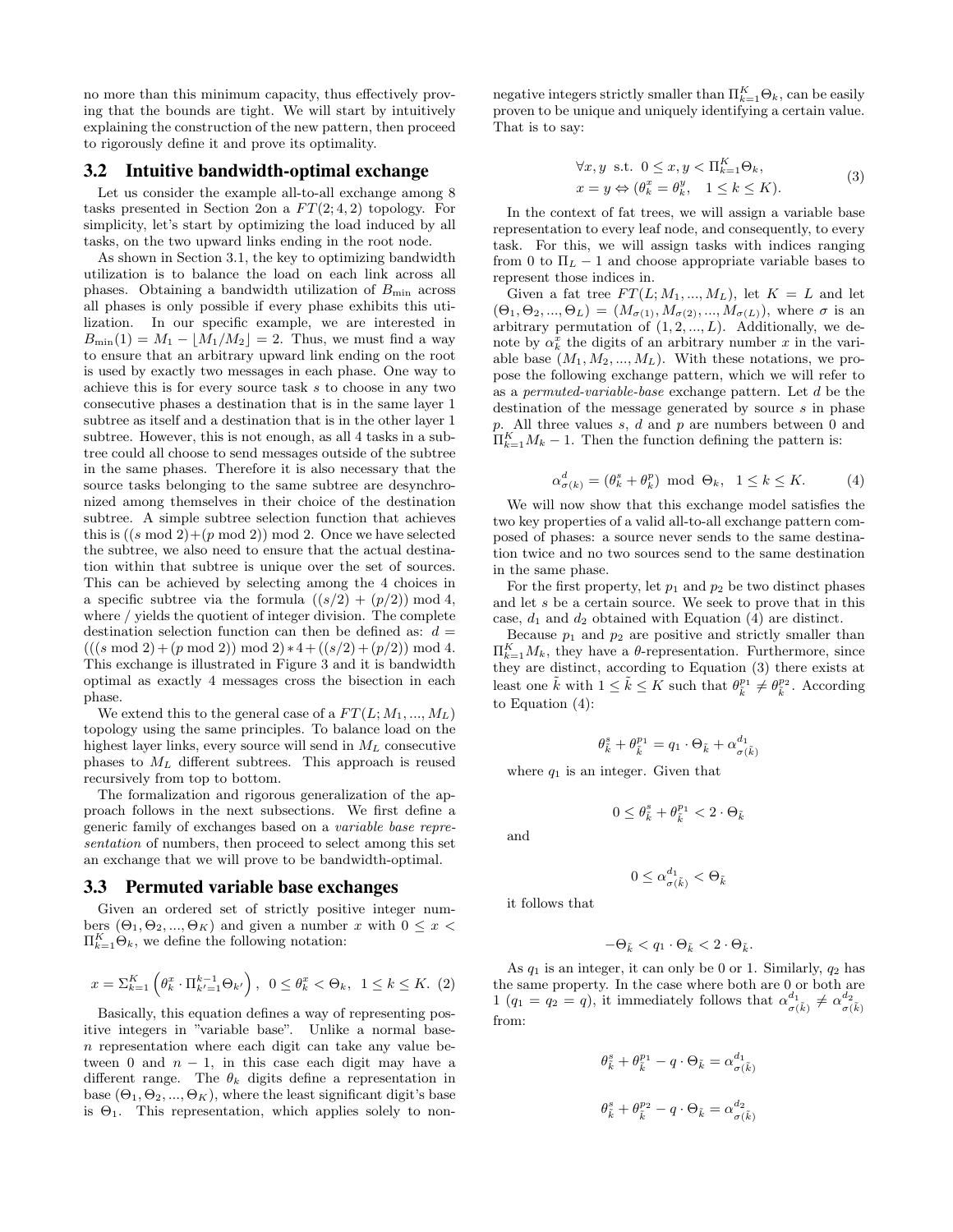no more than this minimum capacity, thus effectively proving that the bounds are tight. We will start by intuitively explaining the construction of the new pattern, then proceed to rigorously define it and prove its optimality.

### 3.2 Intuitive bandwidth-optimal exchange

Let us consider the example all-to-all exchange among 8 tasks presented in Section 2on a $FT(2;4,2)$ topology. For simplicity, let's start by optimizing the load induced by all tasks, on the two upward links ending in the root node.

As shown in Section 3.1, the key to optimizing bandwidth utilization is to balance the load on each link across all phases. Obtaining a bandwidth utilization of $B_{\min}$ across all phases is only possible if every phase exhibits this utilization. In our specific example, we are interested in $B_{\min}(1) = M_1 - \lfloor M_1/M_2 \rfloor = 2$. Thus, we must find a way to ensure that an arbitrary upward link ending on the root is used by exactly two messages in each phase. One way to achieve this is for every source task $s$ to choose in any two consecutive phases a destination that is in the same layer 1 subtree as itself and a destination that is in the other layer 1 subtree. However, this is not enough, as all 4 tasks in a subtree could all choose to send messages outside of the subtree in the same phases. Therefore it is also necessary that the source tasks belonging to the same subtree are desynchronized among themselves in their choice of the destination subtree. A simple subtree selection function that achieves this is $((s \bmod 2)+(p \bmod 2)) \bmod 2$. Once we have selected the subtree, we also need to ensure that the actual destination within that subtree is unique over the set of sources. This can be achieved by selecting among the 4 choices in a specific subtree via the formula $((s/2) + (p/2)) \bmod 4$, where / yields the quotient of integer division. The complete destination selection function can then be defined as: $d = (((s \bmod 2)+(p \bmod 2)) \bmod 2) * 4 + ((s/2)+(p/2)) \bmod 4$. This exchange is illustrated in Figure 3 and it is bandwidth optimal as exactly 4 messages cross the bisection in each phase.

We extend this to the general case of a $FT(L;M_1,...,M_L)$ topology using the same principles. To balance load on the highest layer links, every source will send in $M_L$ consecutive phases to $M_L$ different subtrees. This approach is reused recursively from top to bottom.

The formalization and rigorous generalization of the approach follows in the next subsections. We first define a generic family of exchanges based on a *variable base representation* of numbers, then proceed to select among this set an exchange that we will prove to be bandwidth-optimal.

### 3.3 Permuted variable base exchanges

Given an ordered set of strictly positive integer numbers $(\Theta_1, \Theta_2, ..., \Theta_K)$ and given a number $x$ with $0 \le x < \Pi_{k=1}^{K}\Theta_k$, we define the following notation:

$$x = \Sigma_{k=1}^{K}\left(\theta_k^x \cdot \Pi_{k'=1}^{k-1}\Theta_{k'}\right),\ \ 0 \le \theta_k^x < \Theta_k,\ \ 1 \le k \le K. \quad (2)$$

Basically, this equation defines a way of representing positive integers in "variable base". Unlike a normal base-$n$ representation where each digit can take any value between 0 and $n-1$, in this case each digit may have a different range. The $\theta_k$ digits define a representation in base $(\Theta_1, \Theta_2, ..., \Theta_K)$, where the least significant digit's base is $\Theta_1$. This representation, which applies solely to non-negative integers strictly smaller than $\Pi_{k=1}^{K}\Theta_k$, can be easily proven to be unique and uniquely identifying a certain value. That is to say:

$$\begin{aligned}&\forall x, y \text{ s.t. } 0 \le x, y < \Pi_{k=1}^{K}\Theta_k,\\ &x = y \Leftrightarrow (\theta_k^x = \theta_k^y,\ \ 1 \le k \le K).\end{aligned} \quad (3)$$

In the context of fat trees, we will assign a variable base representation to every leaf node, and consequently, to every task. For this, we will assign tasks with indices ranging from 0 to $\Pi_L - 1$ and choose appropriate variable bases to represent those indices in.

Given a fat tree $FT(L;M_1,...,M_L)$, let $K = L$ and let $(\Theta_1, \Theta_2, ..., \Theta_L) = (M_{\sigma(1)}, M_{\sigma(2)}, ..., M_{\sigma(L)})$, where $\sigma$ is an arbitrary permutation of $(1,2,...,L)$. Additionally, we denote by $\alpha_k^x$ the digits of an arbitrary number $x$ in the variable base $(M_1, M_2, ..., M_L)$. With these notations, we propose the following exchange pattern, which we will refer to as a *permuted-variable-base* exchange pattern. Let $d$ be the destination of the message generated by source $s$ in phase $p$. All three values $s$, $d$ and $p$ are numbers between 0 and $\Pi_{k=1}^{K}M_k - 1$. Then the function defining the pattern is:

$$\alpha_{\sigma(k)}^d = (\theta_k^s + \theta_k^p) \bmod \Theta_k,\ \ 1 \le k \le K. \quad (4)$$

We will now show that this exchange model satisfies the two key properties of a valid all-to-all exchange pattern composed of phases: a source never sends to the same destination twice and no two sources send to the same destination in the same phase.

For the first property, let $p_1$ and $p_2$ be two distinct phases and let $s$ be a certain source. We seek to prove that in this case, $d_1$ and $d_2$ obtained with Equation (4) are distinct.

Because $p_1$ and $p_2$ are positive and strictly smaller than $\Pi_{k=1}^{K}M_k$, they have a $\theta$-representation. Furthermore, since they are distinct, according to Equation (3) there exists at least one $\tilde{k}$ with $1 \le \tilde{k} \le K$ such that $\theta_{\tilde{k}}^{p_1} \ne \theta_{\tilde{k}}^{p_2}$. According to Equation (4):

$$\theta_{\tilde{k}}^s + \theta_{\tilde{k}}^{p_1} = q_1 \cdot \Theta_{\tilde{k}} + \alpha_{\sigma(\tilde{k})}^{d_1}$$

where $q_1$ is an integer. Given that

$$0 \le \theta_{\tilde{k}}^s + \theta_{\tilde{k}}^{p_1} < 2 \cdot \Theta_{\tilde{k}}$$

and

$$0 \le \alpha_{\sigma(\tilde{k})}^{d_1} < \Theta_{\tilde{k}}$$

it follows that

$$-\Theta_{\tilde{k}} < q_1 \cdot \Theta_{\tilde{k}} < 2 \cdot \Theta_{\tilde{k}}.$$

As $q_1$ is an integer, it can only be 0 or 1. Similarly, $q_2$ has the same property. In the case where both are 0 or both are 1 ($q_1 = q_2 = q$), it immediately follows that $\alpha_{\sigma(\tilde{k})}^{d_1} \ne \alpha_{\sigma(\tilde{k})}^{d_2}$ from:

$$\theta_{\tilde{k}}^s + \theta_{\tilde{k}}^{p_1} - q \cdot \Theta_{\tilde{k}} = \alpha_{\sigma(\tilde{k})}^{d_1}$$

$$\theta_{\tilde{k}}^s + \theta_{\tilde{k}}^{p_2} - q \cdot \Theta_{\tilde{k}} = \alpha_{\sigma(\tilde{k})}^{d_2}$$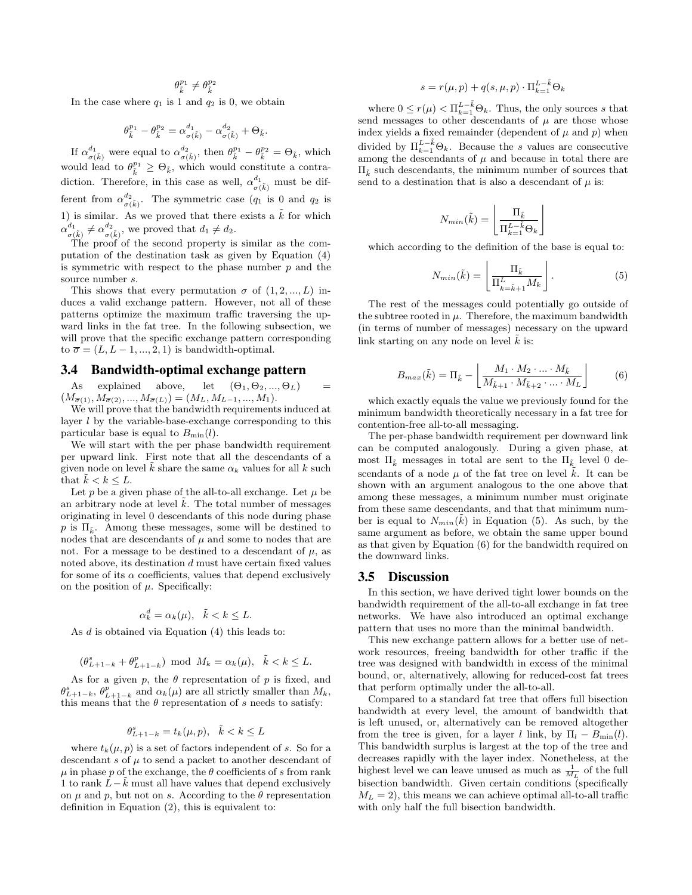$$\theta_{\tilde{k}}^{p_1} \neq \theta_{\tilde{k}}^{p_2}$$

In the case where $q_1$ is 1 and $q_2$ is 0, we obtain

$$\theta_{\tilde{k}}^{p_1} - \theta_{\tilde{k}}^{p_2} = \alpha_{\sigma(\tilde{k})}^{d_1} - \alpha_{\sigma(\tilde{k})}^{d_2} + \Theta_{\tilde{k}}.$$

If $\alpha_{\sigma(\tilde{k})}^{d_1}$ were equal to $\alpha_{\sigma(\tilde{k})}^{d_2}$, then $\theta_{\tilde{k}}^{p_1} - \theta_{\tilde{k}}^{p_2} = \Theta_{\tilde{k}}$, which would lead to $\theta_{\tilde{k}}^{p_1} \geq \Theta_{\tilde{k}}$, which would constitute a contradiction. Therefore, in this case as well, $\alpha_{\sigma(\tilde{k})}^{d_1}$ must be different from $\alpha_{\sigma(\tilde{k})}^{d_2}$. The symmetric case ($q_1$ is 0 and $q_2$ is 1) is similar. As we proved that there exists a $\tilde{k}$ for which $\alpha_{\sigma(\tilde{k})}^{d_1} \neq \alpha_{\sigma(\tilde{k})}^{d_2}$, we proved that $d_1 \neq d_2$.

The proof of the second property is similar as the computation of the destination task as given by Equation (4) is symmetric with respect to the phase number $p$ and the source number $s$.

This shows that every permutation $\sigma$ of $(1, 2, ..., L)$ induces a valid exchange pattern. However, not all of these patterns optimize the maximum traffic traversing the upward links in the fat tree. In the following subsection, we will prove that the specific exchange pattern corresponding to $\overline{\sigma} = (L, L-1, ..., 2, 1)$ is bandwidth-optimal.

### 3.4 Bandwidth-optimal exchange pattern

As explained above, let $(\Theta_1, \Theta_2, ..., \Theta_L) = (M_{\overline{\sigma}(1)}, M_{\overline{\sigma}(2)}, ..., M_{\overline{\sigma}(L)}) = (M_L, M_{L-1}, ..., M_1)$.

We will prove that the bandwidth requirements induced at layer $l$ by the variable-base-exchange corresponding to this particular base is equal to $B_{\min}(l)$.

We will start with the per phase bandwidth requirement per upward link. First note that all the descendants of a given node on level $\tilde{k}$ share the same $\alpha_k$ values for all $k$ such that $\tilde{k} < k \leq L$.

Let $p$ be a given phase of the all-to-all exchange. Let $\mu$ be an arbitrary node at level $\tilde{k}$. The total number of messages originating in level 0 descendants of this node during phase $p$ is $\Pi_{\tilde{k}}$. Among these messages, some will be destined to nodes that are descendants of $\mu$ and some to nodes that are not. For a message to be destined to a descendant of $\mu$, as noted above, its destination $d$ must have certain fixed values for some of its $\alpha$ coefficients, values that depend exclusively on the position of $\mu$. Specifically:

$$\alpha_k^d = \alpha_k(\mu), \quad \tilde{k} < k \leq L.$$

As $d$ is obtained via Equation (4) this leads to:

$$(\theta_{L+1-k}^s + \theta_{L+1-k}^p) \bmod M_k = \alpha_k(\mu), \quad \tilde{k} < k \leq L.$$

As for a given $p$, the $\theta$ representation of $p$ is fixed, and $\theta_{L+1-k}^s$, $\theta_{L+1-k}^p$ and $\alpha_k(\mu)$ are all strictly smaller than $M_k$, this means that the $\theta$ representation of $s$ needs to satisfy:

$$\theta_{L+1-k}^s = t_k(\mu, p), \quad \tilde{k} < k \leq L$$

where $t_k(\mu, p)$ is a set of factors independent of $s$. So for a descendant $s$ of $\mu$ to send a packet to another descendant of $\mu$ in phase $p$ of the exchange, the $\theta$ coefficients of $s$ from rank 1 to rank $L - \tilde{k}$ must all have values that depend exclusively on $\mu$ and $p$, but not on $s$. According to the $\theta$ representation definition in Equation (2), this is equivalent to:

$$s = r(\mu, p) + q(s, \mu, p) \cdot \Pi_{k=1}^{L-\tilde{k}} \Theta_k$$

where $0 \leq r(\mu) < \Pi_{k=1}^{L-\tilde{k}} \Theta_k$. Thus, the only sources $s$ that send messages to other descendants of $\mu$ are those whose index yields a fixed remainder (dependent of $\mu$ and $p$) when divided by $\Pi_{k=1}^{L-\tilde{k}} \Theta_k$. Because the $s$ values are consecutive among the descendants of $\mu$ and because in total there are $\Pi_{\tilde{k}}$ such descendants, the minimum number of sources that send to a destination that is also a descendant of $\mu$ is:

$$N_{min}(\tilde{k}) = \left\lfloor \frac{\Pi_{\tilde{k}}}{\Pi_{k=1}^{L-\tilde{k}} \Theta_k} \right\rfloor$$

which according to the definition of the base is equal to:

$$N_{min}(\tilde{k}) = \left\lfloor \frac{\Pi_{\tilde{k}}}{\Pi_{k=\tilde{k}+1}^{L} M_k} \right\rfloor. \quad (5)$$

The rest of the messages could potentially go outside of the subtree rooted in $\mu$. Therefore, the maximum bandwidth (in terms of number of messages) necessary on the upward link starting on any node on level $\tilde{k}$ is:

$$B_{max}(\tilde{k}) = \Pi_{\tilde{k}} - \left\lfloor \frac{M_1 \cdot M_2 \cdot ... \cdot M_{\tilde{k}}}{M_{\tilde{k}+1} \cdot M_{\tilde{k}+2} \cdot ... \cdot M_L} \right\rfloor \quad (6)$$

which exactly equals the value we previously found for the minimum bandwidth theoretically necessary in a fat tree for contention-free all-to-all messaging.

The per-phase bandwidth requirement per downward link can be computed analogously. During a given phase, at most $\Pi_{\tilde{k}}$ messages in total are sent to the $\Pi_{\tilde{k}}$ level 0 descendants of a node $\mu$ of the fat tree on level $\tilde{k}$. It can be shown with an argument analogous to the one above that among these messages, a minimum number must originate from these same descendants, and that that minimum number is equal to $N_{min}(\tilde{k})$ in Equation (5). As such, by the same argument as before, we obtain the same upper bound as that given by Equation (6) for the bandwidth required on the downward links.

### 3.5 Discussion

In this section, we have derived tight lower bounds on the bandwidth requirement of the all-to-all exchange in fat tree networks. We have also introduced an optimal exchange pattern that uses no more than the minimal bandwidth.

This new exchange pattern allows for a better use of network resources, freeing bandwidth for other traffic if the tree was designed with bandwidth in excess of the minimal bound, or, alternatively, allowing for reduced-cost fat trees that perform optimally under the all-to-all.

Compared to a standard fat tree that offers full bisection bandwidth at every level, the amount of bandwidth that is left unused, or, alternatively can be removed altogether from the tree is given, for a layer $l$ link, by $\Pi_l - B_{\min}(l)$. This bandwidth surplus is largest at the top of the tree and decreases rapidly with the layer index. Nonetheless, at the highest level we can leave unused as much as $\frac{1}{M_L}$ of the full bisection bandwidth. Given certain conditions (specifically $M_L = 2$), this means we can achieve optimal all-to-all traffic with only half the full bisection bandwidth.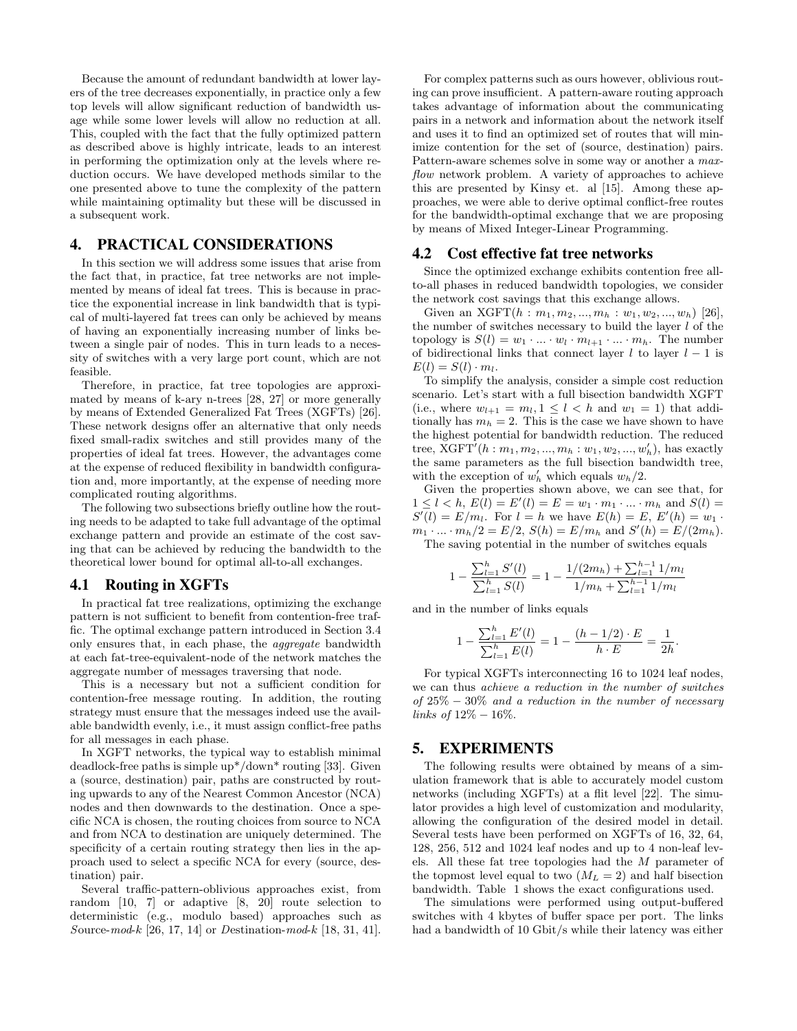Because the amount of redundant bandwidth at lower layers of the tree decreases exponentially, in practice only a few top levels will allow significant reduction of bandwidth usage while some lower levels will allow no reduction at all. This, coupled with the fact that the fully optimized pattern as described above is highly intricate, leads to an interest in performing the optimization only at the levels where reduction occurs. We have developed methods similar to the one presented above to tune the complexity of the pattern while maintaining optimality but these will be discussed in a subsequent work.

# 4. PRACTICAL CONSIDERATIONS

In this section we will address some issues that arise from the fact that, in practice, fat tree networks are not implemented by means of ideal fat trees. This is because in practice the exponential increase in link bandwidth that is typical of multi-layered fat trees can only be achieved by means of having an exponentially increasing number of links between a single pair of nodes. This in turn leads to a necessity of switches with a very large port count, which are not feasible.

Therefore, in practice, fat tree topologies are approximated by means of k-ary n-trees [28, 27] or more generally by means of Extended Generalized Fat Trees (XGFTs) [26]. These network designs offer an alternative that only needs fixed small-radix switches and still provides many of the properties of ideal fat trees. However, the advantages come at the expense of reduced flexibility in bandwidth configuration and, more importantly, at the expense of needing more complicated routing algorithms.

The following two subsections briefly outline how the routing needs to be adapted to take full advantage of the optimal exchange pattern and provide an estimate of the cost saving that can be achieved by reducing the bandwidth to the theoretical lower bound for optimal all-to-all exchanges.

## 4.1 Routing in XGFTs

In practical fat tree realizations, optimizing the exchange pattern is not sufficient to benefit from contention-free traffic. The optimal exchange pattern introduced in Section 3.4 only ensures that, in each phase, the *aggregate* bandwidth at each fat-tree-equivalent-node of the network matches the aggregate number of messages traversing that node.

This is a necessary but not a sufficient condition for contention-free message routing. In addition, the routing strategy must ensure that the messages indeed use the available bandwidth evenly, i.e., it must assign conflict-free paths for all messages in each phase.

In XGFT networks, the typical way to establish minimal deadlock-free paths is simple up*/down* routing [33]. Given a (source, destination) pair, paths are constructed by routing upwards to any of the Nearest Common Ancestor (NCA) nodes and then downwards to the destination. Once a specific NCA is chosen, the routing choices from source to NCA and from NCA to destination are uniquely determined. The specificity of a certain routing strategy then lies in the approach used to select a specific NCA for every (source, destination) pair.

Several traffic-pattern-oblivious approaches exist, from random [10, 7] or adaptive [8, 20] route selection to deterministic (e.g., modulo based) approaches such as *S*ource-*mod-k* [26, 17, 14] or *D*estination-*mod-k* [18, 31, 41].

For complex patterns such as ours however, oblivious routing can prove insufficient. A pattern-aware routing approach takes advantage of information about the communicating pairs in a network and information about the network itself and uses it to find an optimized set of routes that will minimize contention for the set of (source, destination) pairs. Pattern-aware schemes solve in some way or another a *max-flow* network problem. A variety of approaches to achieve this are presented by Kinsy et. al [15]. Among these approaches, we were able to derive optimal conflict-free routes for the bandwidth-optimal exchange that we are proposing by means of Mixed Integer-Linear Programming.

## 4.2 Cost effective fat tree networks

Since the optimized exchange exhibits contention free all-to-all phases in reduced bandwidth topologies, we consider the network cost savings that this exchange allows.

Given an $\text{XGFT}(h : m_1, m_2, ..., m_h : w_1, w_2, ..., w_h)$ [26], the number of switches necessary to build the layer $l$ of the topology is $S(l) = w_1 \cdot ... \cdot w_l \cdot m_{l+1} \cdot ... \cdot m_h$. The number of bidirectional links that connect layer $l$ to layer $l-1$ is $E(l) = S(l) \cdot m_l$.

To simplify the analysis, consider a simple cost reduction scenario. Let's start with a full bisection bandwidth XGFT (i.e., where $w_{l+1} = m_l, 1 \le l < h$ and $w_1 = 1$) that additionally has $m_h = 2$. This is the case we have shown to have the highest potential for bandwidth reduction. The reduced tree, $\text{XGFT}'(h : m_1, m_2, ..., m_h : w_1, w_2, ..., w'_h)$, has exactly the same parameters as the full bisection bandwidth tree, with the exception of $w'_h$ which equals $w_h/2$.

Given the properties shown above, we can see that, for $1 \le l < h$, $E(l) = E'(l) = E = w_1 \cdot m_1 \cdot ... \cdot m_h$ and $S(l) = S'(l) = E/m_l$. For $l = h$ we have $E(h) = E$, $E'(h) = w_1 \cdot m_1 \cdot ... \cdot m_h/2 = E/2$, $S(h) = E/m_h$ and $S'(h) = E/(2m_h)$.

The saving potential in the number of switches equals

$$1 - \frac{\sum_{l=1}^{h} S'(l)}{\sum_{l=1}^{h} S(l)} = 1 - \frac{1/(2m_h) + \sum_{l=1}^{h-1} 1/m_l}{1/m_h + \sum_{l=1}^{h-1} 1/m_l}$$

and in the number of links equals

$$1 - \frac{\sum_{l=1}^{h} E'(l)}{\sum_{l=1}^{h} E(l)} = 1 - \frac{(h - 1/2) \cdot E}{h \cdot E} = \frac{1}{2h}.$$

For typical XGFTs interconnecting 16 to 1024 leaf nodes, we can thus *achieve a reduction in the number of switches of 25% − 30% and a reduction in the number of necessary links of 12% − 16%.*

# 5. EXPERIMENTS

The following results were obtained by means of a simulation framework that is able to accurately model custom networks (including XGFTs) at a flit level [22]. The simulator provides a high level of customization and modularity, allowing the configuration of the desired model in detail. Several tests have been performed on XGFTs of 16, 32, 64, 128, 256, 512 and 1024 leaf nodes and up to 4 non-leaf levels. All these fat tree topologies had the $M$ parameter of the topmost level equal to two ($M_L = 2$) and half bisection bandwidth. Table 1 shows the exact configurations used.

The simulations were performed using output-buffered switches with 4 kbytes of buffer space per port. The links had a bandwidth of 10 Gbit/s while their latency was either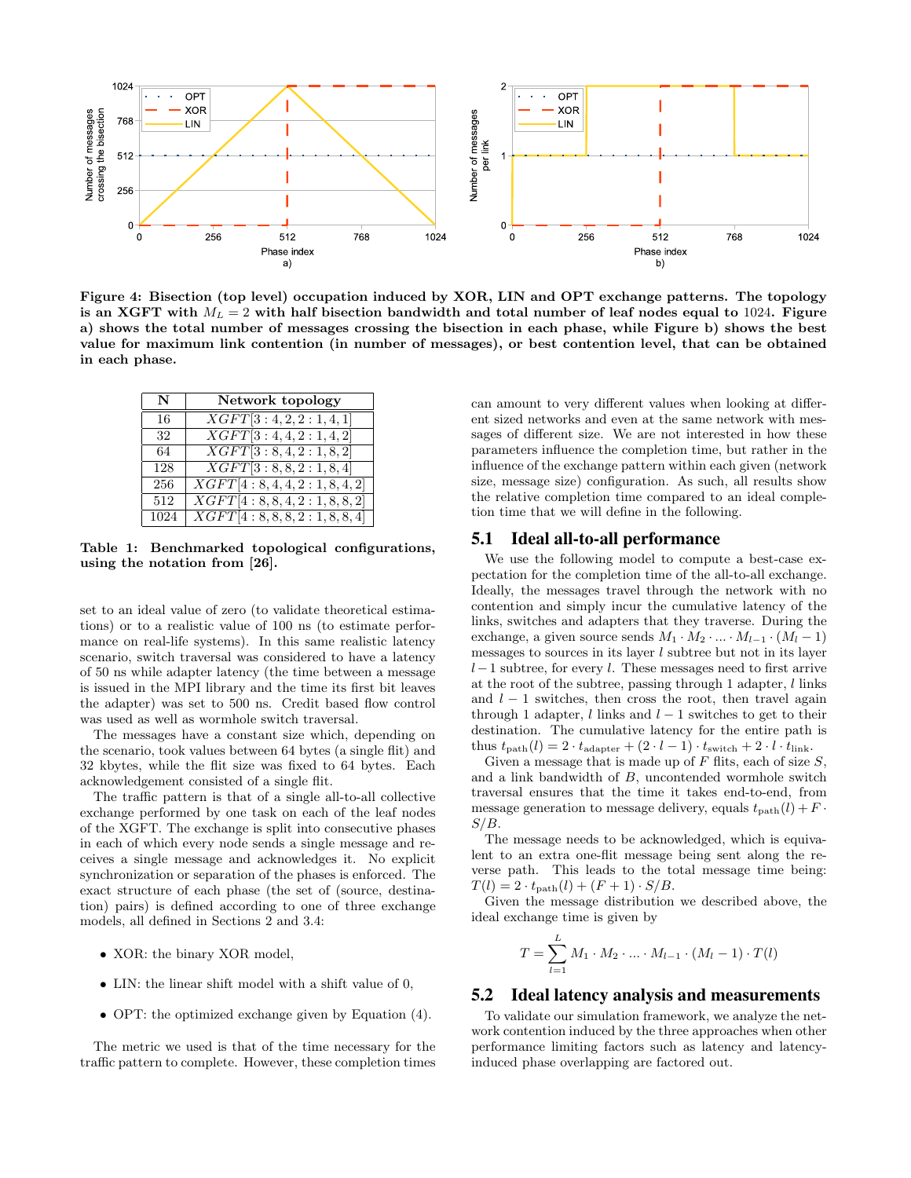**Figure 4: Bisection (top level) occupation induced by XOR, LIN and OPT exchange patterns. The topology is an XGFT with $M_L = 2$ with half bisection bandwidth and total number of leaf nodes equal to 1024. Figure a) shows the total number of messages crossing the bisection in each phase, while Figure b) shows the best value for maximum link contention (in number of messages), or best contention level, that can be obtained in each phase.**

| N | Network topology |
|---|---|
| 16 | $XGFT[3:4,2,2:1,4,1]$ |
| 32 | $XGFT[3:4,4,2:1,4,2]$ |
| 64 | $XGFT[3:8,4,2:1,8,2]$ |
| 128 | $XGFT[3:8,8,2:1,8,4]$ |
| 256 | $XGFT[4:8,4,4,2:1,8,4,2]$ |
| 512 | $XGFT[4:8,8,4,2:1,8,8,2]$ |
| 1024 | $XGFT[4:8,8,8,2:1,8,8,4]$ |

**Table 1: Benchmarked topological configurations, using the notation from [26].**

set to an ideal value of zero (to validate theoretical estimations) or to a realistic value of 100 ns (to estimate performance on real-life systems). In this same realistic latency scenario, switch traversal was considered to have a latency of 50 ns while adapter latency (the time between a message is issued in the MPI library and the time its first bit leaves the adapter) was set to 500 ns. Credit based flow control was used as well as wormhole switch traversal.

The messages have a constant size which, depending on the scenario, took values between 64 bytes (a single flit) and 32 kbytes, while the flit size was fixed to 64 bytes. Each acknowledgement consisted of a single flit.

The traffic pattern is that of a single all-to-all collective exchange performed by one task on each of the leaf nodes of the XGFT. The exchange is split into consecutive phases in each of which every node sends a single message and receives a single message and acknowledges it. No explicit synchronization or separation of the phases is enforced. The exact structure of each phase (the set of (source, destination) pairs) is defined according to one of three exchange models, all defined in Sections 2 and 3.4:

- XOR: the binary XOR model,
- LIN: the linear shift model with a shift value of 0,
- OPT: the optimized exchange given by Equation (4).

The metric we used is that of the time necessary for the traffic pattern to complete. However, these completion times can amount to very different values when looking at different sized networks and even at the same network with messages of different size. We are not interested in how these parameters influence the completion time, but rather in the influence of the exchange pattern within each given (network size, message size) configuration. As such, all results show the relative completion time compared to an ideal completion time that we will define in the following.

## 5.1 Ideal all-to-all performance

We use the following model to compute a best-case expectation for the completion time of the all-to-all exchange. Ideally, the messages travel through the network with no contention and simply incur the cumulative latency of the links, switches and adapters that they traverse. During the exchange, a given source sends $M_1 \cdot M_2 \cdot ... \cdot M_{l-1} \cdot (M_l - 1)$ messages to sources in its layer $l$ subtree but not in its layer $l-1$ subtree, for every $l$. These messages need to first arrive at the root of the subtree, passing through 1 adapter, $l$ links and $l-1$ switches, then cross the root, then travel again through 1 adapter, $l$ links and $l-1$ switches to get to their destination. The cumulative latency for the entire path is thus $t_{\text{path}}(l) = 2 \cdot t_{\text{adapter}} + (2 \cdot l - 1) \cdot t_{\text{switch}} + 2 \cdot l \cdot t_{\text{link}}$.

Given a message that is made up of $F$ flits, each of size $S$, and a link bandwidth of $B$, uncontended wormhole switch traversal ensures that the time it takes end-to-end, from message generation to message delivery, equals $t_{\text{path}}(l) + F \cdot S/B$.

The message needs to be acknowledged, which is equivalent to an extra one-flit message being sent along the reverse path. This leads to the total message time being: $T(l) = 2 \cdot t_{\text{path}}(l) + (F+1) \cdot S/B$.

Given the message distribution we described above, the ideal exchange time is given by

$$T = \sum_{l=1}^{L} M_1 \cdot M_2 \cdot ... \cdot M_{l-1} \cdot (M_l - 1) \cdot T(l)$$

## 5.2 Ideal latency analysis and measurements

To validate our simulation framework, we analyze the network contention induced by the three approaches when other performance limiting factors such as latency and latency-induced phase overlapping are factored out.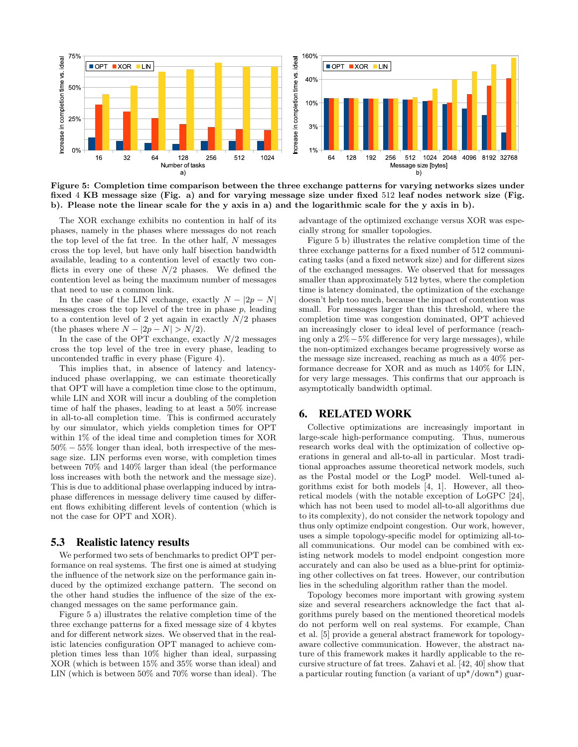**Figure 5: Completion time comparison between the three exchange patterns for varying networks sizes under fixed 4 KB message size (Fig. a) and for varying message size under fixed 512 leaf nodes network size (Fig. b). Please note the linear scale for the y axis in a) and the logarithmic scale for the y axis in b).**

The XOR exchange exhibits no contention in half of its phases, namely in the phases where messages do not reach the top level of the fat tree. In the other half, $N$ messages cross the top level, but have only half bisection bandwidth available, leading to a contention level of exactly two conflicts in every one of these $N/2$ phases. We defined the contention level as being the maximum number of messages that need to use a common link.

In the case of the LIN exchange, exactly $N - |2p - N|$ messages cross the top level of the tree in phase $p$, leading to a contention level of 2 yet again in exactly $N/2$ phases (the phases where $N - |2p - N| > N/2$).

In the case of the OPT exchange, exactly $N/2$ messages cross the top level of the tree in every phase, leading to uncontended traffic in every phase (Figure 4).

This implies that, in absence of latency and latency-induced phase overlapping, we can estimate theoretically that OPT will have a completion time close to the optimum, while LIN and XOR will incur a doubling of the completion time of half the phases, leading to at least a 50% increase in all-to-all completion time. This is confirmed accurately by our simulator, which yields completion times for OPT within 1% of the ideal time and completion times for XOR $50\% - 55\%$ longer than ideal, both irrespective of the message size. LIN performs even worse, with completion times between 70% and 140% larger than ideal (the performance loss increases with both the network and the message size). This is due to additional phase overlapping induced by intra-phase differences in message delivery time caused by different flows exhibiting different levels of contention (which is not the case for OPT and XOR).

### 5.3 Realistic latency results

We performed two sets of benchmarks to predict OPT performance on real systems. The first one is aimed at studying the influence of the network size on the performance gain induced by the optimized exchange pattern. The second on the other hand studies the influence of the size of the exchanged messages on the same performance gain.

Figure 5 a) illustrates the relative completion time of the three exchange patterns for a fixed message size of 4 kbytes and for different network sizes. We observed that in the realistic latencies configuration OPT managed to achieve completion times less than 10% higher than ideal, surpassing XOR (which is between 15% and 35% worse than ideal) and LIN (which is between 50% and 70% worse than ideal). The advantage of the optimized exchange versus XOR was especially strong for smaller topologies.

Figure 5 b) illustrates the relative completion time of the three exchange patterns for a fixed number of 512 communicating tasks (and a fixed network size) and for different sizes of the exchanged messages. We observed that for messages smaller than approximately 512 bytes, where the completion time is latency dominated, the optimization of the exchange doesn't help too much, because the impact of contention was small. For messages larger than this threshold, where the completion time was congestion dominated, OPT achieved an increasingly closer to ideal level of performance (reaching only a $2\% - 5\%$ difference for very large messages), while the non-optimized exchanges became progressively worse as the message size increased, reaching as much as a 40% performance decrease for XOR and as much as 140% for LIN, for very large messages. This confirms that our approach is asymptotically bandwidth optimal.

## 6. RELATED WORK

Collective optimizations are increasingly important in large-scale high-performance computing. Thus, numerous research works deal with the optimization of collective operations in general and all-to-all in particular. Most traditional approaches assume theoretical network models, such as the Postal model or the LogP model. Well-tuned algorithms exist for both models [4, 1]. However, all theoretical models (with the notable exception of LoGPC [24], which has not been used to model all-to-all algorithms due to its complexity), do not consider the network topology and thus only optimize endpoint congestion. Our work, however, uses a simple topology-specific model for optimizing all-to-all communications. Our model can be combined with existing network models to model endpoint congestion more accurately and can also be used as a blue-print for optimizing other collectives on fat trees. However, our contribution lies in the scheduling algorithm rather than the model.

Topology becomes more important with growing system size and several researchers acknowledge the fact that algorithms purely based on the mentioned theoretical models do not perform well on real systems. For example, Chan et al. [5] provide a general abstract framework for topology-aware collective communication. However, the abstract nature of this framework makes it hardly applicable to the recursive structure of fat trees. Zahavi et al. [42, 40] show that a particular routing function (a variant of up*/down*) guar-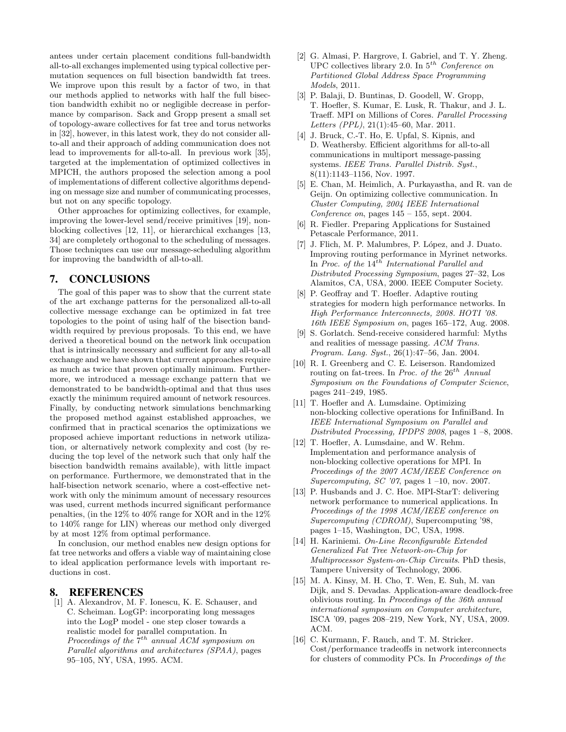antees under certain placement conditions full-bandwidth all-to-all exchanges implemented using typical collective permutation sequences on full bisection bandwidth fat trees. We improve upon this result by a factor of two, in that our methods applied to networks with half the full bisection bandwidth exhibit no or negligible decrease in performance by comparison. Sack and Gropp present a small set of topology-aware collectives for fat tree and torus networks in [32], however, in this latest work, they do not consider all-to-all and their approach of adding communication does not lead to improvements for all-to-all. In previous work [35], targeted at the implementation of optimized collectives in MPICH, the authors proposed the selection among a pool of implementations of different collective algorithms depending on message size and number of communicating processes, but not on any specific topology.

Other approaches for optimizing collectives, for example, improving the lower-level send/receive primitives [19], nonblocking collectives [12, 11], or hierarchical exchanges [13, 34] are completely orthogonal to the scheduling of messages. Those techniques can use our message-scheduling algorithm for improving the bandwidth of all-to-all.

# 7. CONCLUSIONS

The goal of this paper was to show that the current state of the art exchange patterns for the personalized all-to-all collective message exchange can be optimized in fat tree topologies to the point of using half of the bisection bandwidth required by previous proposals. To this end, we have derived a theoretical bound on the network link occupation that is intrinsically necessary and sufficient for any all-to-all exchange and we have shown that current approaches require as much as twice that proven optimally minimum. Furthermore, we introduced a message exchange pattern that we demonstrated to be bandwidth-optimal and that thus uses exactly the minimum required amount of network resources. Finally, by conducting network simulations benchmarking the proposed method against established approaches, we confirmed that in practical scenarios the optimizations we proposed achieve important reductions in network utilization, or alternatively network complexity and cost (by reducing the top level of the network such that only half the bisection bandwidth remains available), with little impact on performance. Furthermore, we demonstrated that in the half-bisection network scenario, where a cost-effective network with only the minimum amount of necessary resources was used, current methods incurred significant performance penalties, (in the 12% to 40% range for XOR and in the 12% to 140% range for LIN) whereas our method only diverged by at most 12% from optimal performance.

In conclusion, our method enables new design options for fat tree networks and offers a viable way of maintaining close to ideal application performance levels with important reductions in cost.

# 8. REFERENCES

[1] A. Alexandrov, M. F. Ionescu, K. E. Schauser, and C. Scheiman. LogGP: incorporating long messages into the LogP model - one step closer towards a realistic model for parallel computation. In *Proceedings of the 7th annual ACM symposium on Parallel algorithms and architectures (SPAA)*, pages 95–105, NY, USA, 1995. ACM.

[2] G. Almasi, P. Hargrove, I. Gabriel, and T. Y. Zheng. UPC collectives library 2.0. In *5th Conference on Partitioned Global Address Space Programming Models*, 2011.

[3] P. Balaji, D. Buntinas, D. Goodell, W. Gropp, T. Hoefler, S. Kumar, E. Lusk, R. Thakur, and J. L. Traeff. MPI on Millions of Cores. *Parallel Processing Letters (PPL)*, 21(1):45–60, Mar. 2011.

[4] J. Bruck, C.-T. Ho, E. Upfal, S. Kipnis, and D. Weathersby. Efficient algorithms for all-to-all communications in multiport message-passing systems. *IEEE Trans. Parallel Distrib. Syst.*, 8(11):1143–1156, Nov. 1997.

[5] E. Chan, M. Heimlich, A. Purkayastha, and R. van de Geijn. On optimizing collective communication. In *Cluster Computing, 2004 IEEE International Conference on*, pages 145 – 155, sept. 2004.

[6] R. Fiedler. Preparing Applications for Sustained Petascale Performance, 2011.

[7] J. Flich, M. P. Malumbres, P. López, and J. Duato. Improving routing performance in Myrinet networks. In *Proc. of the 14th International Parallel and Distributed Processing Symposium*, pages 27–32, Los Alamitos, CA, USA, 2000. IEEE Computer Society.

[8] P. Geoffray and T. Hoefler. Adaptive routing strategies for modern high performance networks. In *High Performance Interconnects, 2008. HOTI '08. 16th IEEE Symposium on*, pages 165–172, Aug. 2008.

[9] S. Gorlatch. Send-receive considered harmful: Myths and realities of message passing. *ACM Trans. Program. Lang. Syst.*, 26(1):47–56, Jan. 2004.

[10] R. I. Greenberg and C. E. Leiserson. Randomized routing on fat-trees. In *Proc. of the 26th Annual Symposium on the Foundations of Computer Science*, pages 241–249, 1985.

[11] T. Hoefler and A. Lumsdaine. Optimizing non-blocking collective operations for InfiniBand. In *IEEE International Symposium on Parallel and Distributed Processing, IPDPS 2008*, pages 1 –8, 2008.

[12] T. Hoefler, A. Lumsdaine, and W. Rehm. Implementation and performance analysis of non-blocking collective operations for MPI. In *Proceedings of the 2007 ACM/IEEE Conference on Supercomputing, SC '07*, pages 1 –10, nov. 2007.

[13] P. Husbands and J. C. Hoe. MPI-StarT: delivering network performance to numerical applications. In *Proceedings of the 1998 ACM/IEEE conference on Supercomputing (CDROM)*, Supercomputing '98, pages 1–15, Washington, DC, USA, 1998.

[14] H. Kariniemi. *On-Line Reconfigurable Extended Generalized Fat Tree Network-on-Chip for Multiprocessor System-on-Chip Circuits*. PhD thesis, Tampere University of Technology, 2006.

[15] M. A. Kinsy, M. H. Cho, T. Wen, E. Suh, M. van Dijk, and S. Devadas. Application-aware deadlock-free oblivious routing. In *Proceedings of the 36th annual international symposium on Computer architecture*, ISCA '09, pages 208–219, New York, NY, USA, 2009. ACM.

[16] C. Kurmann, F. Rauch, and T. M. Stricker. Cost/performance tradeoffs in network interconnects for clusters of commodity PCs. In *Proceedings of the*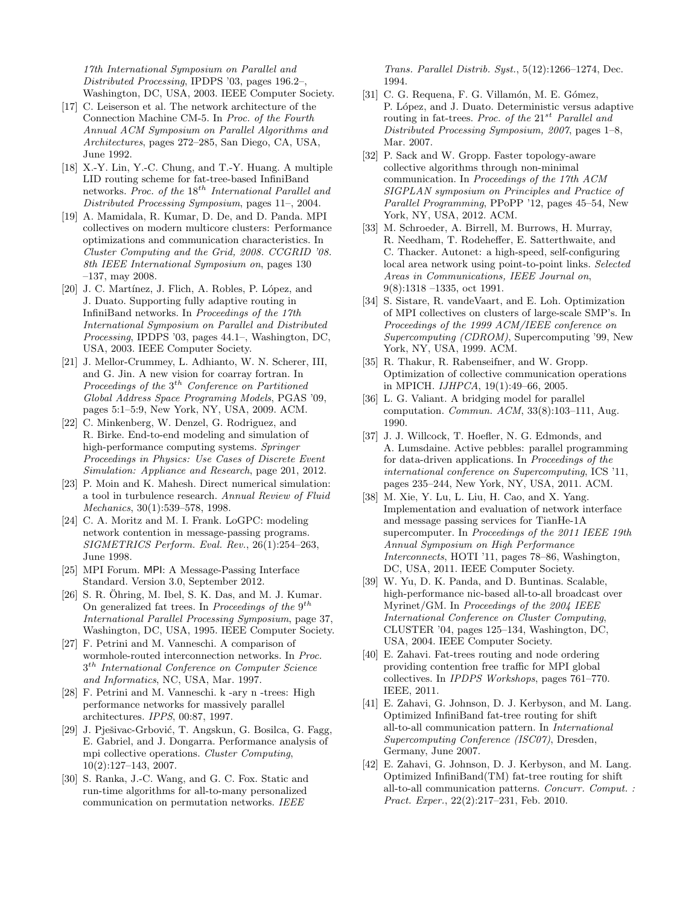17th International Symposium on Parallel and Distributed Processing*, IPDPS '03, pages 196.2–, Washington, DC, USA, 2003. IEEE Computer Society.

[17] C. Leiserson et al. The network architecture of the Connection Machine CM-5. In *Proc. of the Fourth Annual ACM Symposium on Parallel Algorithms and Architectures*, pages 272–285, San Diego, CA, USA, June 1992.

[18] X.-Y. Lin, Y.-C. Chung, and T.-Y. Huang. A multiple LID routing scheme for fat-tree-based InfiniBand networks. *Proc. of the* $18^{th}$ *International Parallel and Distributed Processing Symposium*, pages 11–, 2004.

[19] A. Mamidala, R. Kumar, D. De, and D. Panda. MPI collectives on modern multicore clusters: Performance optimizations and communication characteristics. In *Cluster Computing and the Grid, 2008. CCGRID '08. 8th IEEE International Symposium on*, pages 130 –137, may 2008.

[20] J. C. Martínez, J. Flich, A. Robles, P. López, and J. Duato. Supporting fully adaptive routing in InfiniBand networks. In *Proceedings of the 17th International Symposium on Parallel and Distributed Processing*, IPDPS '03, pages 44.1–, Washington, DC, USA, 2003. IEEE Computer Society.

[21] J. Mellor-Crummey, L. Adhianto, W. N. Scherer, III, and G. Jin. A new vision for coarray fortran. In *Proceedings of the* $3^{th}$ *Conference on Partitioned Global Address Space Programing Models*, PGAS '09, pages 5:1–5:9, New York, NY, USA, 2009. ACM.

[22] C. Minkenberg, W. Denzel, G. Rodriguez, and R. Birke. End-to-end modeling and simulation of high-performance computing systems. *Springer Proceedings in Physics: Use Cases of Discrete Event Simulation: Appliance and Research*, page 201, 2012.

[23] P. Moin and K. Mahesh. Direct numerical simulation: a tool in turbulence research. *Annual Review of Fluid Mechanics*, 30(1):539–578, 1998.

[24] C. A. Moritz and M. I. Frank. LoGPC: modeling network contention in message-passing programs. *SIGMETRICS Perform. Eval. Rev.*, 26(1):254–263, June 1998.

[25] MPI Forum. MPI: A Message-Passing Interface Standard. Version 3.0, September 2012.

[26] S. R. Öhring, M. Ibel, S. K. Das, and M. J. Kumar. On generalized fat trees. In *Proceedings of the* $9^{th}$ *International Parallel Processing Symposium*, page 37, Washington, DC, USA, 1995. IEEE Computer Society.

[27] F. Petrini and M. Vanneschi. A comparison of wormhole-routed interconnection networks. In *Proc.* $3^{th}$ *International Conference on Computer Science and Informatics*, NC, USA, Mar. 1997.

[28] F. Petrini and M. Vanneschi. k -ary n -trees: High performance networks for massively parallel architectures. *IPPS*, 00:87, 1997.

[29] J. Pješivac-Grbović, T. Angskun, G. Bosilca, G. Fagg, E. Gabriel, and J. Dongarra. Performance analysis of mpi collective operations. *Cluster Computing*, 10(2):127–143, 2007.

[30] S. Ranka, J.-C. Wang, and G. C. Fox. Static and run-time algorithms for all-to-many personalized communication on permutation networks. *IEEE Trans. Parallel Distrib. Syst.*, 5(12):1266–1274, Dec. 1994.

[31] C. G. Requena, F. G. Villamón, M. E. Gómez, P. López, and J. Duato. Deterministic versus adaptive routing in fat-trees. *Proc. of the* $21^{st}$ *Parallel and Distributed Processing Symposium, 2007*, pages 1–8, Mar. 2007.

[32] P. Sack and W. Gropp. Faster topology-aware collective algorithms through non-minimal communication. In *Proceedings of the 17th ACM SIGPLAN symposium on Principles and Practice of Parallel Programming*, PPoPP '12, pages 45–54, New York, NY, USA, 2012. ACM.

[33] M. Schroeder, A. Birrell, M. Burrows, H. Murray, R. Needham, T. Rodeheffer, E. Satterthwaite, and C. Thacker. Autonet: a high-speed, self-configuring local area network using point-to-point links. *Selected Areas in Communications, IEEE Journal on*, 9(8):1318 –1335, oct 1991.

[34] S. Sistare, R. vandeVaart, and E. Loh. Optimization of MPI collectives on clusters of large-scale SMP's. In *Proceedings of the 1999 ACM/IEEE conference on Supercomputing (CDROM)*, Supercomputing '99, New York, NY, USA, 1999. ACM.

[35] R. Thakur, R. Rabenseifner, and W. Gropp. Optimization of collective communication operations in MPICH. *IJHPCA*, 19(1):49–66, 2005.

[36] L. G. Valiant. A bridging model for parallel computation. *Commun. ACM*, 33(8):103–111, Aug. 1990.

[37] J. J. Willcock, T. Hoefler, N. G. Edmonds, and A. Lumsdaine. Active pebbles: parallel programming for data-driven applications. In *Proceedings of the international conference on Supercomputing*, ICS '11, pages 235–244, New York, NY, USA, 2011. ACM.

[38] M. Xie, Y. Lu, L. Liu, H. Cao, and X. Yang. Implementation and evaluation of network interface and message passing services for TianHe-1A supercomputer. In *Proceedings of the 2011 IEEE 19th Annual Symposium on High Performance Interconnects*, HOTI '11, pages 78–86, Washington, DC, USA, 2011. IEEE Computer Society.

[39] W. Yu, D. K. Panda, and D. Buntinas. Scalable, high-performance nic-based all-to-all broadcast over Myrinet/GM. In *Proceedings of the 2004 IEEE International Conference on Cluster Computing*, CLUSTER '04, pages 125–134, Washington, DC, USA, 2004. IEEE Computer Society.

[40] E. Zahavi. Fat-trees routing and node ordering providing contention free traffic for MPI global collectives. In *IPDPS Workshops*, pages 761–770. IEEE, 2011.

[41] E. Zahavi, G. Johnson, D. J. Kerbyson, and M. Lang. Optimized InfiniBand fat-tree routing for shift all-to-all communication pattern. In *International Supercomputing Conference (ISC07)*, Dresden, Germany, June 2007.

[42] E. Zahavi, G. Johnson, D. J. Kerbyson, and M. Lang. Optimized InfiniBand(TM) fat-tree routing for shift all-to-all communication patterns. *Concurr. Comput. : Pract. Exper.*, 22(2):217–231, Feb. 2010.